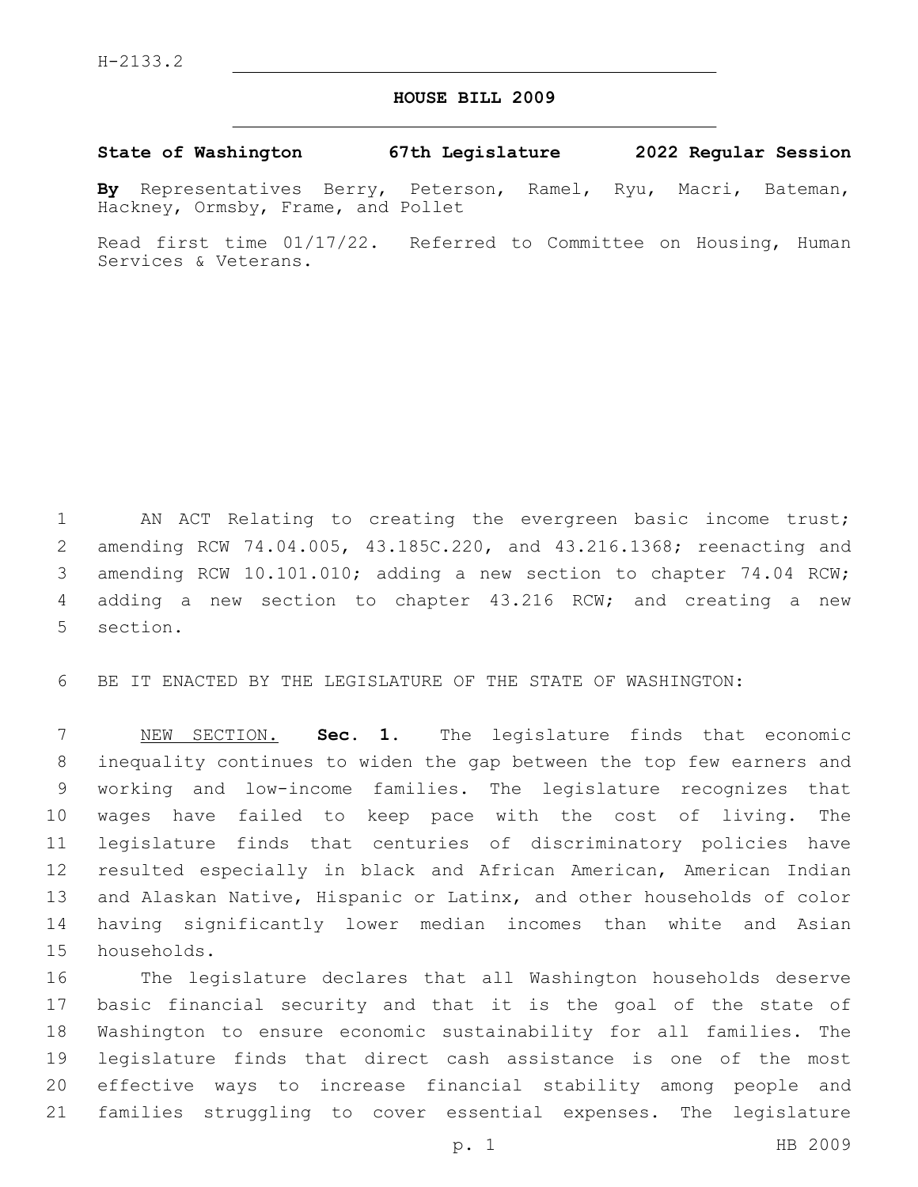H-2133.2

# HOUSE BILL 2009

**State of Washington 67th Legislature 2022 Regular Session**

**By** Representatives Berry, Peterson, Ramel, Ryu, Macri, Bateman, Hackney, Ormsby, Frame, and Pollet

Read first time 01/17/22. Referred to Committee on Housing, Human Services & Veterans.

AN ACT Relating to creating the evergreen basic income trust; amending RCW 74.04.005, 43.185C.220, and 43.216.1368; reenacting and amending RCW 10.101.010; adding a new section to chapter 74.04 RCW; adding a new section to chapter 43.216 RCW; and creating a new section.

BE IT ENACTED BY THE LEGISLATURE OF THE STATE OF WASHINGTON:

NEW SECTION. **Sec. 1.** The legislature finds that economic inequality continues to widen the gap between the top few earners and working and low-income families. The legislature recognizes that wages have failed to keep pace with the cost of living. The legislature finds that centuries of discriminatory policies have resulted especially in black and African American, American Indian and Alaskan Native, Hispanic or Latinx, and other households of color having significantly lower median incomes than white and Asian households.

The legislature declares that all Washington households deserve basic financial security and that it is the goal of the state of Washington to ensure economic sustainability for all families. The legislature finds that direct cash assistance is one of the most effective ways to increase financial stability among people and families struggling to cover essential expenses. The legislature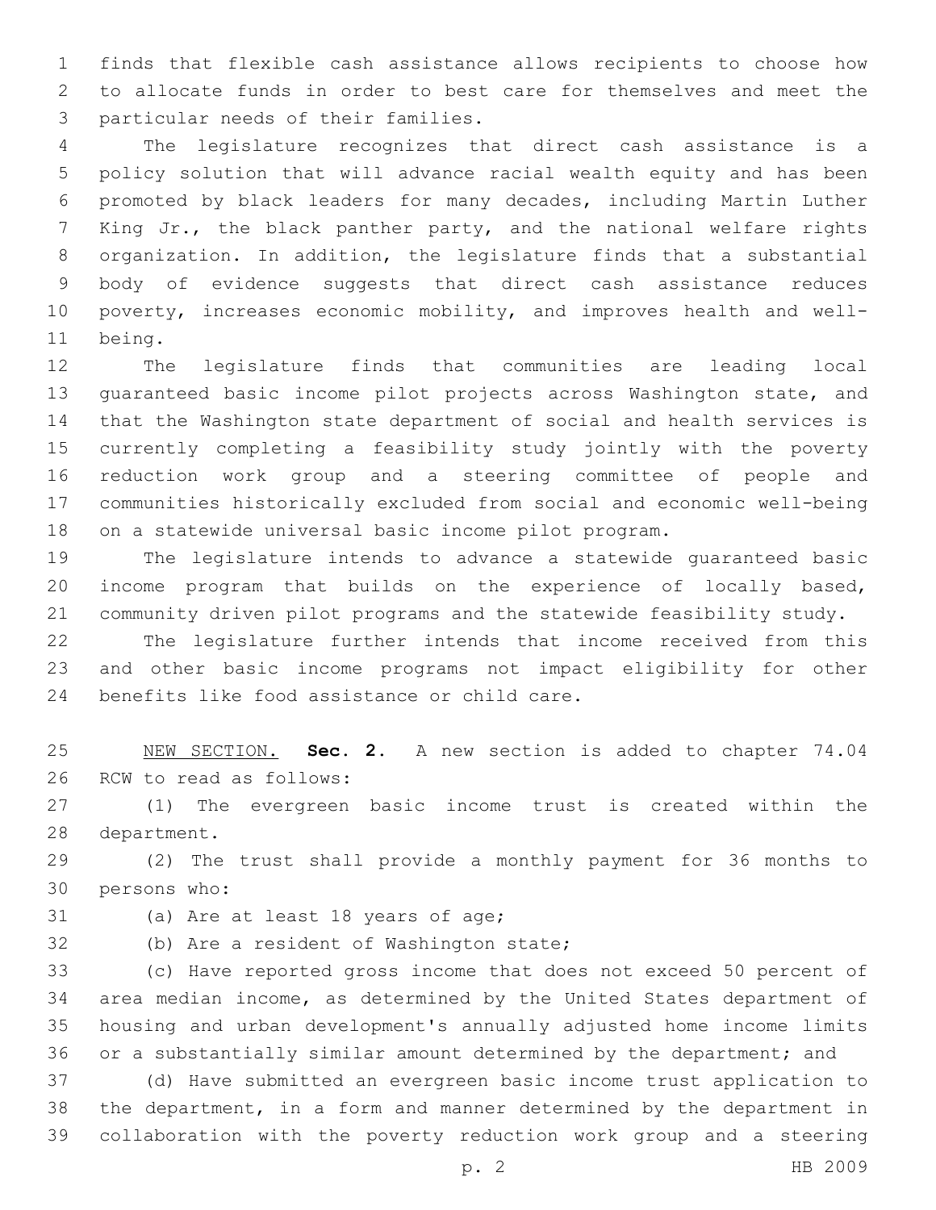finds that flexible cash assistance allows recipients to choose how to allocate funds in order to best care for themselves and meet the particular needs of their families.

The legislature recognizes that direct cash assistance is a policy solution that will advance racial wealth equity and has been promoted by black leaders for many decades, including Martin Luther King Jr., the black panther party, and the national welfare rights organization. In addition, the legislature finds that a substantial body of evidence suggests that direct cash assistance reduces poverty, increases economic mobility, and improves health and well-being.

The legislature finds that communities are leading local guaranteed basic income pilot projects across Washington state, and that the Washington state department of social and health services is currently completing a feasibility study jointly with the poverty reduction work group and a steering committee of people and communities historically excluded from social and economic well-being on a statewide universal basic income pilot program.

The legislature intends to advance a statewide guaranteed basic income program that builds on the experience of locally based, community driven pilot programs and the statewide feasibility study.

The legislature further intends that income received from this and other basic income programs not impact eligibility for other benefits like food assistance or child care.

NEW SECTION. **Sec. 2.** A new section is added to chapter 74.04 RCW to read as follows:

(1) The evergreen basic income trust is created within the department.

(2) The trust shall provide a monthly payment for 36 months to persons who:

(a) Are at least 18 years of age;

(b) Are a resident of Washington state;

(c) Have reported gross income that does not exceed 50 percent of area median income, as determined by the United States department of housing and urban development's annually adjusted home income limits or a substantially similar amount determined by the department; and

(d) Have submitted an evergreen basic income trust application to the department, in a form and manner determined by the department in collaboration with the poverty reduction work group and a steering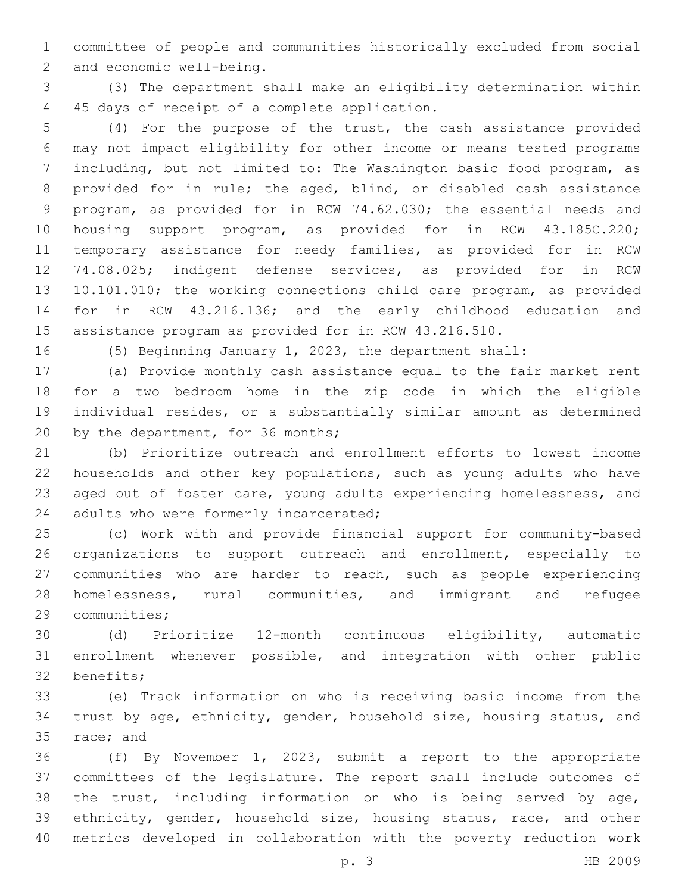committee of people and communities historically excluded from social and economic well-being.

(3) The department shall make an eligibility determination within 45 days of receipt of a complete application.

(4) For the purpose of the trust, the cash assistance provided may not impact eligibility for other income or means tested programs including, but not limited to: The Washington basic food program, as provided for in rule; the aged, blind, or disabled cash assistance program, as provided for in RCW 74.62.030; the essential needs and housing support program, as provided for in RCW 43.185C.220; temporary assistance for needy families, as provided for in RCW 74.08.025; indigent defense services, as provided for in RCW 10.101.010; the working connections child care program, as provided for in RCW 43.216.136; and the early childhood education and assistance program as provided for in RCW 43.216.510.

(5) Beginning January 1, 2023, the department shall:

(a) Provide monthly cash assistance equal to the fair market rent for a two bedroom home in the zip code in which the eligible individual resides, or a substantially similar amount as determined by the department, for 36 months;

(b) Prioritize outreach and enrollment efforts to lowest income households and other key populations, such as young adults who have aged out of foster care, young adults experiencing homelessness, and adults who were formerly incarcerated;

(c) Work with and provide financial support for community-based organizations to support outreach and enrollment, especially to communities who are harder to reach, such as people experiencing homelessness, rural communities, and immigrant and refugee communities;

(d) Prioritize 12-month continuous eligibility, automatic enrollment whenever possible, and integration with other public benefits;

(e) Track information on who is receiving basic income from the trust by age, ethnicity, gender, household size, housing status, and race; and

(f) By November 1, 2023, submit a report to the appropriate committees of the legislature. The report shall include outcomes of the trust, including information on who is being served by age, ethnicity, gender, household size, housing status, race, and other metrics developed in collaboration with the poverty reduction work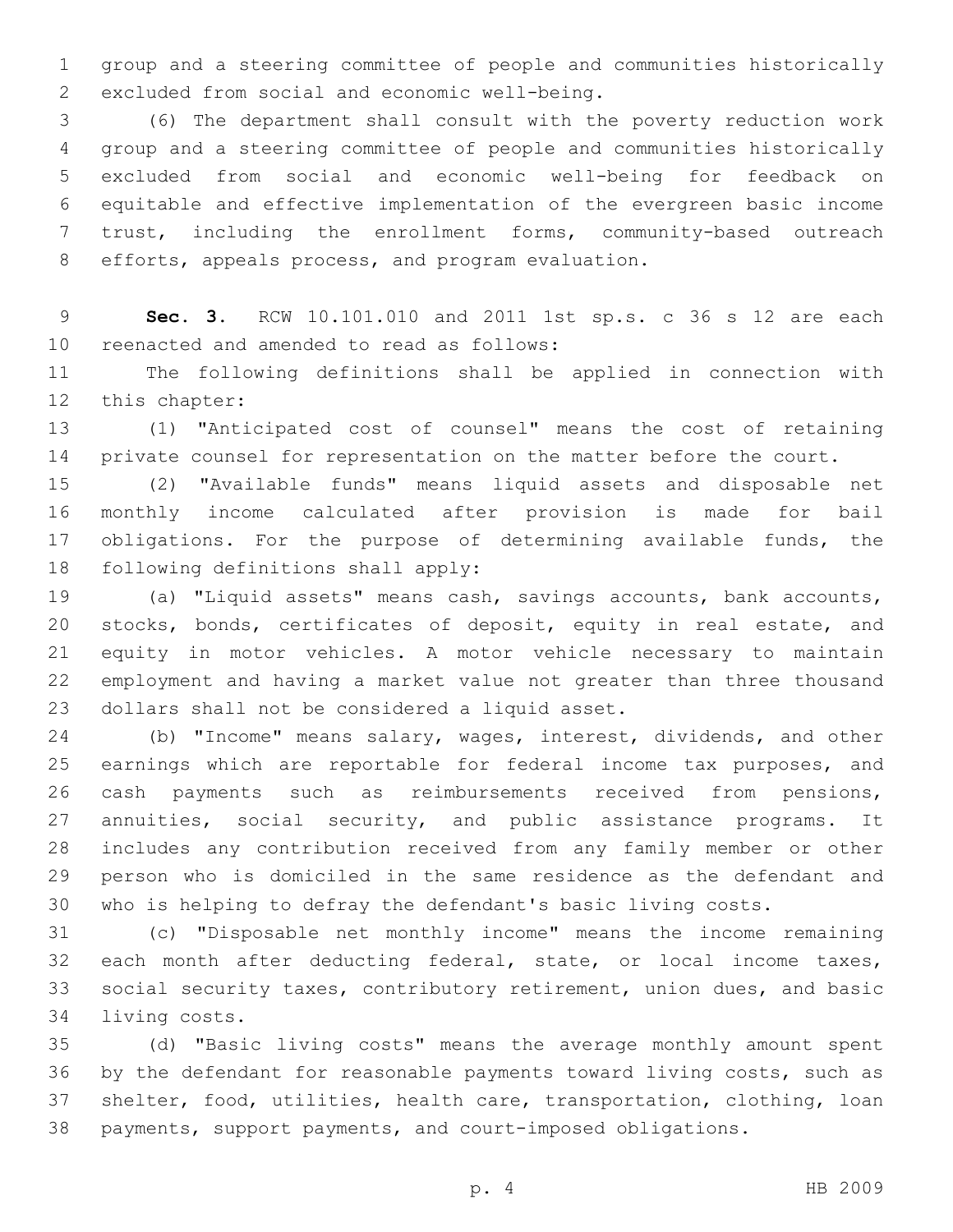group and a steering committee of people and communities historically excluded from social and economic well-being.

(6) The department shall consult with the poverty reduction work group and a steering committee of people and communities historically excluded from social and economic well-being for feedback on equitable and effective implementation of the evergreen basic income trust, including the enrollment forms, community-based outreach efforts, appeals process, and program evaluation.

**Sec. 3.** RCW 10.101.010 and 2011 1st sp.s. c 36 s 12 are each reenacted and amended to read as follows:

The following definitions shall be applied in connection with this chapter:

(1) "Anticipated cost of counsel" means the cost of retaining private counsel for representation on the matter before the court.

(2) "Available funds" means liquid assets and disposable net monthly income calculated after provision is made for bail obligations. For the purpose of determining available funds, the following definitions shall apply:

(a) "Liquid assets" means cash, savings accounts, bank accounts, stocks, bonds, certificates of deposit, equity in real estate, and equity in motor vehicles. A motor vehicle necessary to maintain employment and having a market value not greater than three thousand dollars shall not be considered a liquid asset.

(b) "Income" means salary, wages, interest, dividends, and other earnings which are reportable for federal income tax purposes, and cash payments such as reimbursements received from pensions, annuities, social security, and public assistance programs. It includes any contribution received from any family member or other person who is domiciled in the same residence as the defendant and who is helping to defray the defendant's basic living costs.

(c) "Disposable net monthly income" means the income remaining each month after deducting federal, state, or local income taxes, social security taxes, contributory retirement, union dues, and basic living costs.

(d) "Basic living costs" means the average monthly amount spent by the defendant for reasonable payments toward living costs, such as shelter, food, utilities, health care, transportation, clothing, loan payments, support payments, and court-imposed obligations.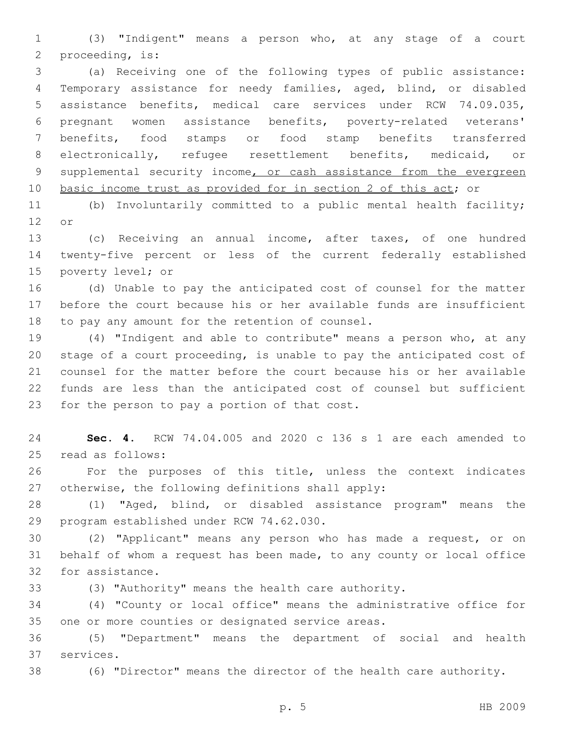(3) "Indigent" means a person who, at any stage of a court proceeding, is:

(a) Receiving one of the following types of public assistance: Temporary assistance for needy families, aged, blind, or disabled assistance benefits, medical care services under RCW 74.09.035, pregnant women assistance benefits, poverty-related veterans' benefits, food stamps or food stamp benefits transferred electronically, refugee resettlement benefits, medicaid, or supplemental security income<u>, or cash assistance from the evergreen basic income trust as provided for in section 2 of this act</u>; or

(b) Involuntarily committed to a public mental health facility; or

(c) Receiving an annual income, after taxes, of one hundred twenty-five percent or less of the current federally established poverty level; or

(d) Unable to pay the anticipated cost of counsel for the matter before the court because his or her available funds are insufficient to pay any amount for the retention of counsel.

(4) "Indigent and able to contribute" means a person who, at any stage of a court proceeding, is unable to pay the anticipated cost of counsel for the matter before the court because his or her available funds are less than the anticipated cost of counsel but sufficient for the person to pay a portion of that cost.

**Sec. 4.** RCW 74.04.005 and 2020 c 136 s 1 are each amended to read as follows:

For the purposes of this title, unless the context indicates otherwise, the following definitions shall apply:

(1) "Aged, blind, or disabled assistance program" means the program established under RCW 74.62.030.

(2) "Applicant" means any person who has made a request, or on behalf of whom a request has been made, to any county or local office for assistance.

(3) "Authority" means the health care authority.

(4) "County or local office" means the administrative office for one or more counties or designated service areas.

(5) "Department" means the department of social and health services.

(6) "Director" means the director of the health care authority.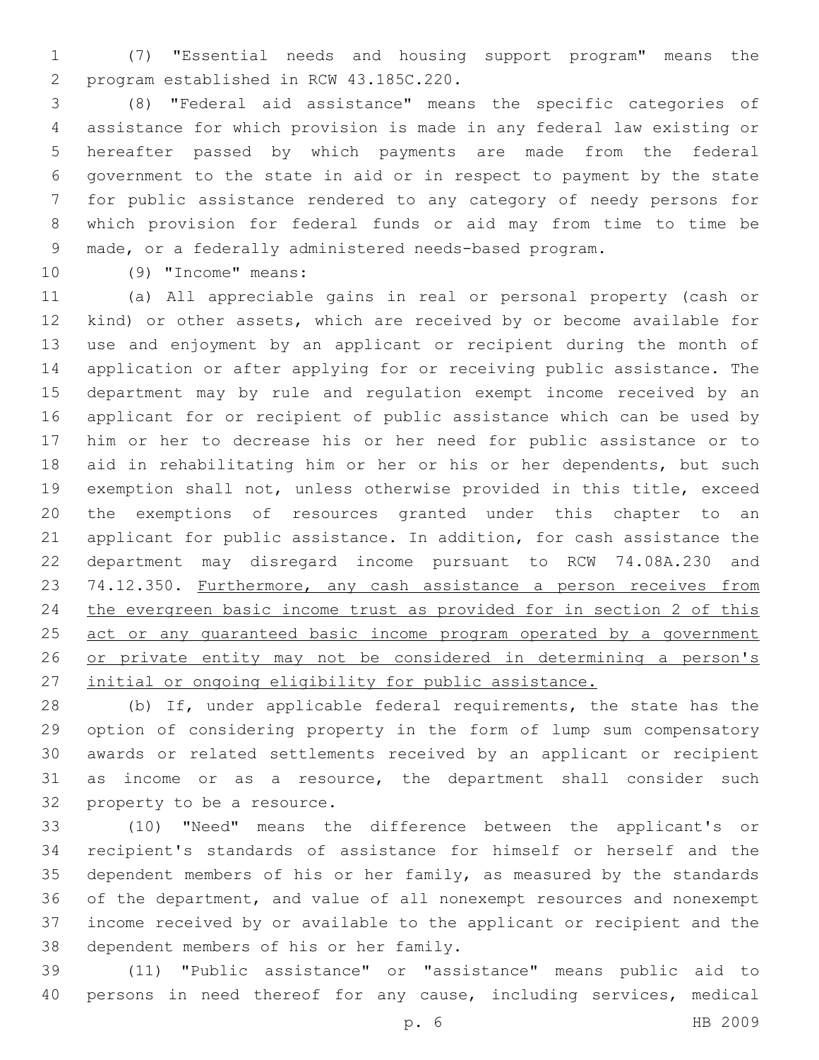(7) "Essential needs and housing support program" means the program established in RCW 43.185C.220.

(8) "Federal aid assistance" means the specific categories of assistance for which provision is made in any federal law existing or hereafter passed by which payments are made from the federal government to the state in aid or in respect to payment by the state for public assistance rendered to any category of needy persons for which provision for federal funds or aid may from time to time be made, or a federally administered needs-based program.

(9) "Income" means:

(a) All appreciable gains in real or personal property (cash or kind) or other assets, which are received by or become available for use and enjoyment by an applicant or recipient during the month of application or after applying for or receiving public assistance. The department may by rule and regulation exempt income received by an applicant for or recipient of public assistance which can be used by him or her to decrease his or her need for public assistance or to aid in rehabilitating him or her or his or her dependents, but such exemption shall not, unless otherwise provided in this title, exceed the exemptions of resources granted under this chapter to an applicant for public assistance. In addition, for cash assistance the department may disregard income pursuant to RCW 74.08A.230 and 74.12.350. <u>Furthermore, any cash assistance a person receives from the evergreen basic income trust as provided for in section 2 of this act or any guaranteed basic income program operated by a government or private entity may not be considered in determining a person's initial or ongoing eligibility for public assistance.</u>

(b) If, under applicable federal requirements, the state has the option of considering property in the form of lump sum compensatory awards or related settlements received by an applicant or recipient as income or as a resource, the department shall consider such property to be a resource.

(10) "Need" means the difference between the applicant's or recipient's standards of assistance for himself or herself and the dependent members of his or her family, as measured by the standards of the department, and value of all nonexempt resources and nonexempt income received by or available to the applicant or recipient and the dependent members of his or her family.

(11) "Public assistance" or "assistance" means public aid to persons in need thereof for any cause, including services, medical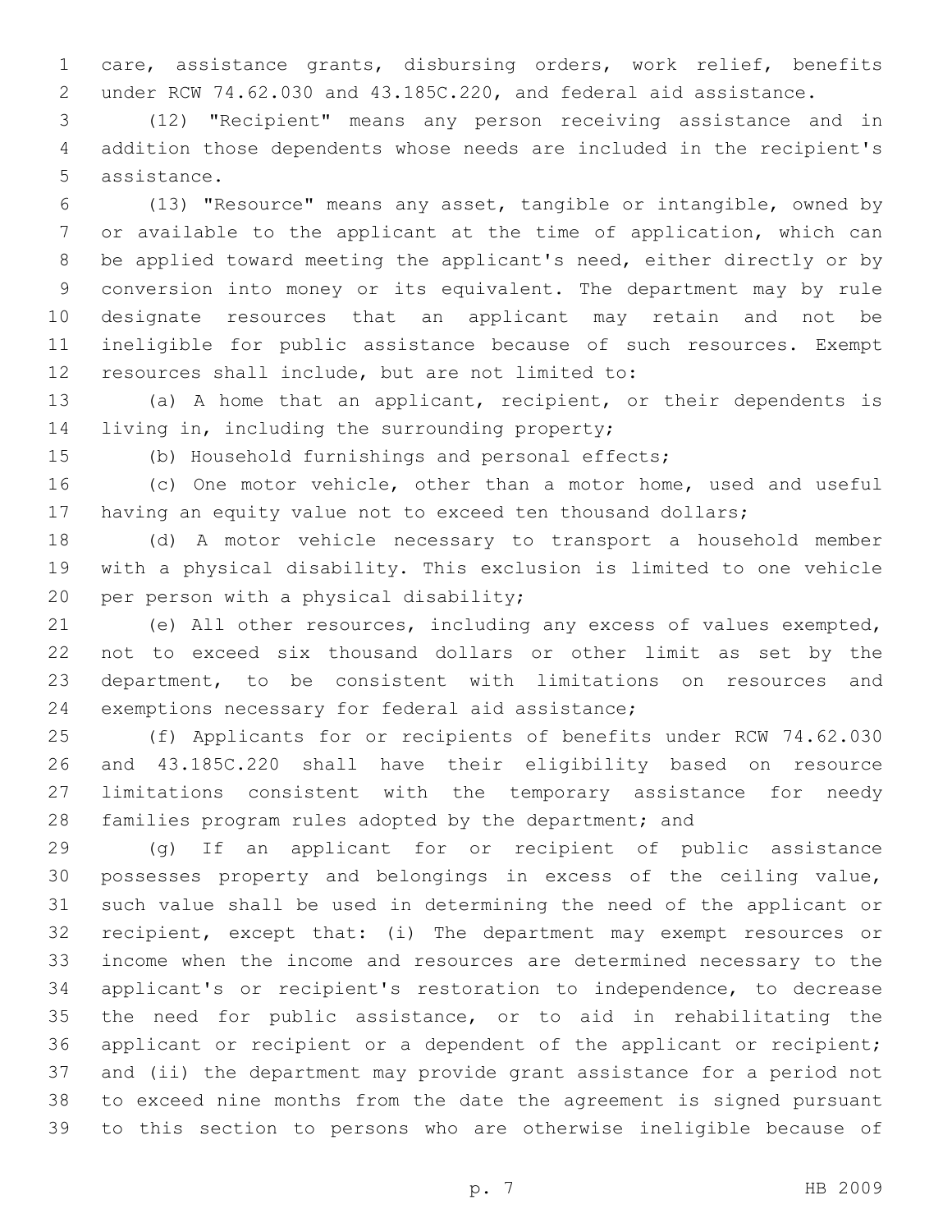care, assistance grants, disbursing orders, work relief, benefits under RCW 74.62.030 and 43.185C.220, and federal aid assistance.

(12) "Recipient" means any person receiving assistance and in addition those dependents whose needs are included in the recipient's assistance.

(13) "Resource" means any asset, tangible or intangible, owned by or available to the applicant at the time of application, which can be applied toward meeting the applicant's need, either directly or by conversion into money or its equivalent. The department may by rule designate resources that an applicant may retain and not be ineligible for public assistance because of such resources. Exempt resources shall include, but are not limited to:

(a) A home that an applicant, recipient, or their dependents is living in, including the surrounding property;

(b) Household furnishings and personal effects;

(c) One motor vehicle, other than a motor home, used and useful having an equity value not to exceed ten thousand dollars;

(d) A motor vehicle necessary to transport a household member with a physical disability. This exclusion is limited to one vehicle per person with a physical disability;

(e) All other resources, including any excess of values exempted, not to exceed six thousand dollars or other limit as set by the department, to be consistent with limitations on resources and exemptions necessary for federal aid assistance;

(f) Applicants for or recipients of benefits under RCW 74.62.030 and 43.185C.220 shall have their eligibility based on resource limitations consistent with the temporary assistance for needy families program rules adopted by the department; and

(g) If an applicant for or recipient of public assistance possesses property and belongings in excess of the ceiling value, such value shall be used in determining the need of the applicant or recipient, except that: (i) The department may exempt resources or income when the income and resources are determined necessary to the applicant's or recipient's restoration to independence, to decrease the need for public assistance, or to aid in rehabilitating the applicant or recipient or a dependent of the applicant or recipient; and (ii) the department may provide grant assistance for a period not to exceed nine months from the date the agreement is signed pursuant to this section to persons who are otherwise ineligible because of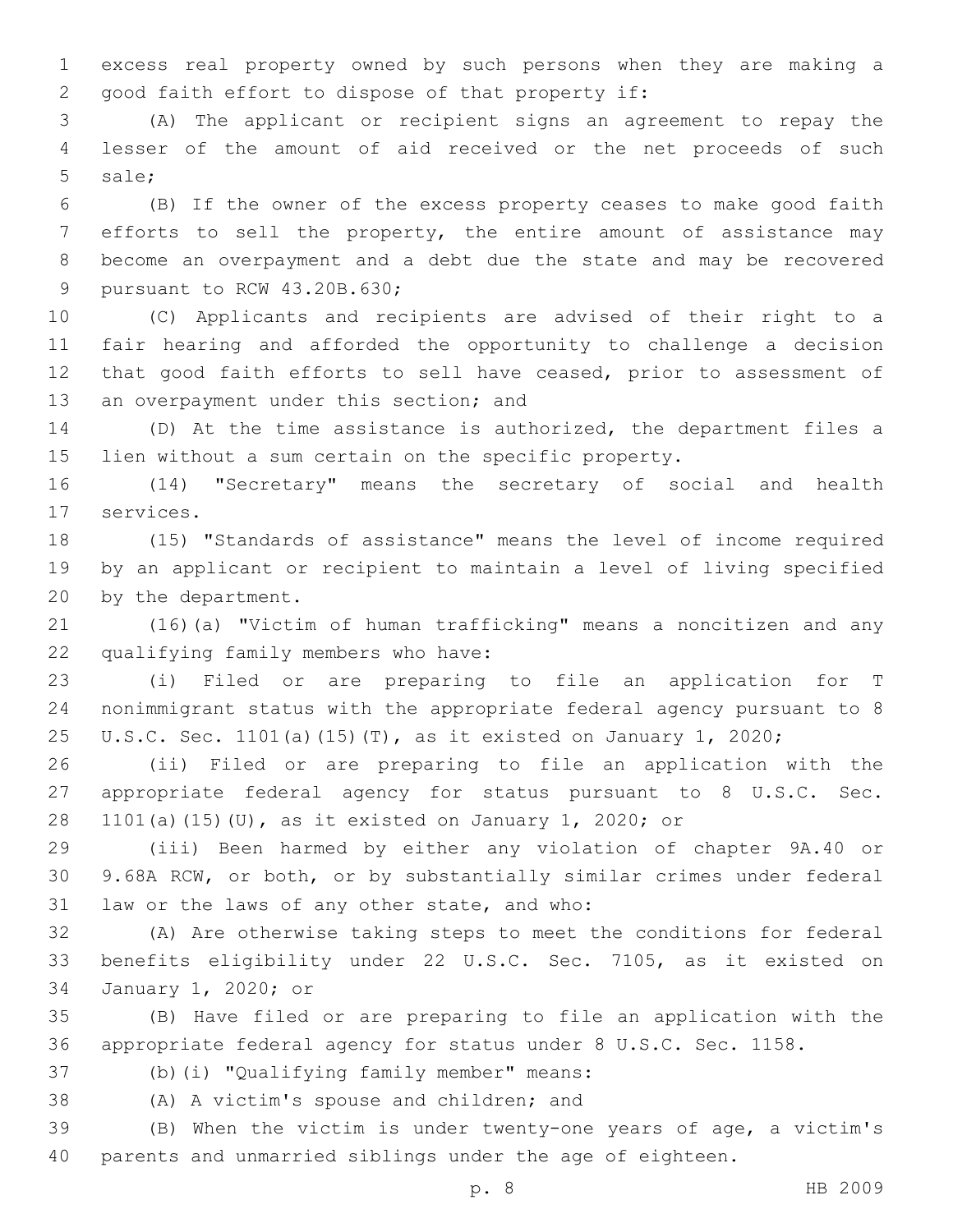excess real property owned by such persons when they are making a good faith effort to dispose of that property if:

(A) The applicant or recipient signs an agreement to repay the lesser of the amount of aid received or the net proceeds of such sale;

(B) If the owner of the excess property ceases to make good faith efforts to sell the property, the entire amount of assistance may become an overpayment and a debt due the state and may be recovered pursuant to RCW 43.20B.630;

(C) Applicants and recipients are advised of their right to a fair hearing and afforded the opportunity to challenge a decision that good faith efforts to sell have ceased, prior to assessment of an overpayment under this section; and

(D) At the time assistance is authorized, the department files a lien without a sum certain on the specific property.

(14) "Secretary" means the secretary of social and health services.

(15) "Standards of assistance" means the level of income required by an applicant or recipient to maintain a level of living specified by the department.

(16)(a) "Victim of human trafficking" means a noncitizen and any qualifying family members who have:

(i) Filed or are preparing to file an application for T nonimmigrant status with the appropriate federal agency pursuant to 8 U.S.C. Sec. 1101(a)(15)(T), as it existed on January 1, 2020;

(ii) Filed or are preparing to file an application with the appropriate federal agency for status pursuant to 8 U.S.C. Sec. 1101(a)(15)(U), as it existed on January 1, 2020; or

(iii) Been harmed by either any violation of chapter 9A.40 or 9.68A RCW, or both, or by substantially similar crimes under federal law or the laws of any other state, and who:

(A) Are otherwise taking steps to meet the conditions for federal benefits eligibility under 22 U.S.C. Sec. 7105, as it existed on January 1, 2020; or

(B) Have filed or are preparing to file an application with the appropriate federal agency for status under 8 U.S.C. Sec. 1158.

(b)(i) "Qualifying family member" means:

(A) A victim's spouse and children; and

(B) When the victim is under twenty-one years of age, a victim's parents and unmarried siblings under the age of eighteen.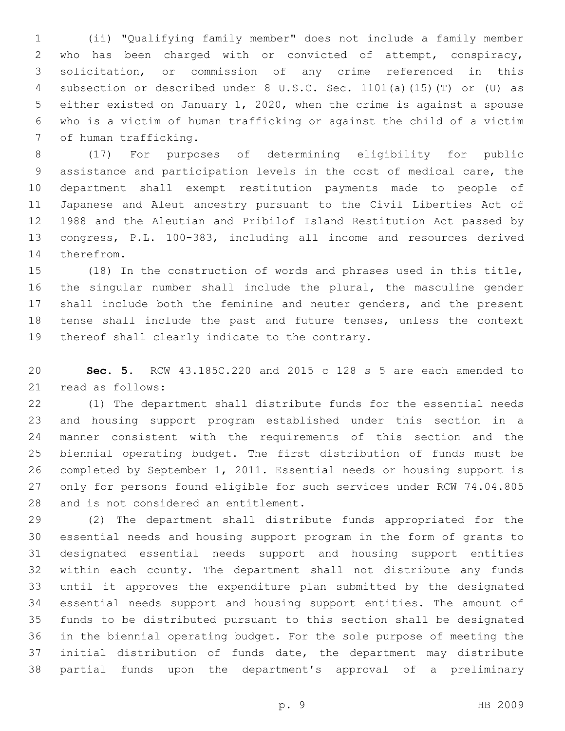(ii) "Qualifying family member" does not include a family member who has been charged with or convicted of attempt, conspiracy, solicitation, or commission of any crime referenced in this subsection or described under 8 U.S.C. Sec. 1101(a)(15)(T) or (U) as either existed on January 1, 2020, when the crime is against a spouse who is a victim of human trafficking or against the child of a victim of human trafficking.

(17) For purposes of determining eligibility for public assistance and participation levels in the cost of medical care, the department shall exempt restitution payments made to people of Japanese and Aleut ancestry pursuant to the Civil Liberties Act of 1988 and the Aleutian and Pribilof Island Restitution Act passed by congress, P.L. 100-383, including all income and resources derived therefrom.

(18) In the construction of words and phrases used in this title, the singular number shall include the plural, the masculine gender shall include both the feminine and neuter genders, and the present tense shall include the past and future tenses, unless the context thereof shall clearly indicate to the contrary.

**Sec. 5.** RCW 43.185C.220 and 2015 c 128 s 5 are each amended to read as follows:

(1) The department shall distribute funds for the essential needs and housing support program established under this section in a manner consistent with the requirements of this section and the biennial operating budget. The first distribution of funds must be completed by September 1, 2011. Essential needs or housing support is only for persons found eligible for such services under RCW 74.04.805 and is not considered an entitlement.

(2) The department shall distribute funds appropriated for the essential needs and housing support program in the form of grants to designated essential needs support and housing support entities within each county. The department shall not distribute any funds until it approves the expenditure plan submitted by the designated essential needs support and housing support entities. The amount of funds to be distributed pursuant to this section shall be designated in the biennial operating budget. For the sole purpose of meeting the initial distribution of funds date, the department may distribute partial funds upon the department's approval of a preliminary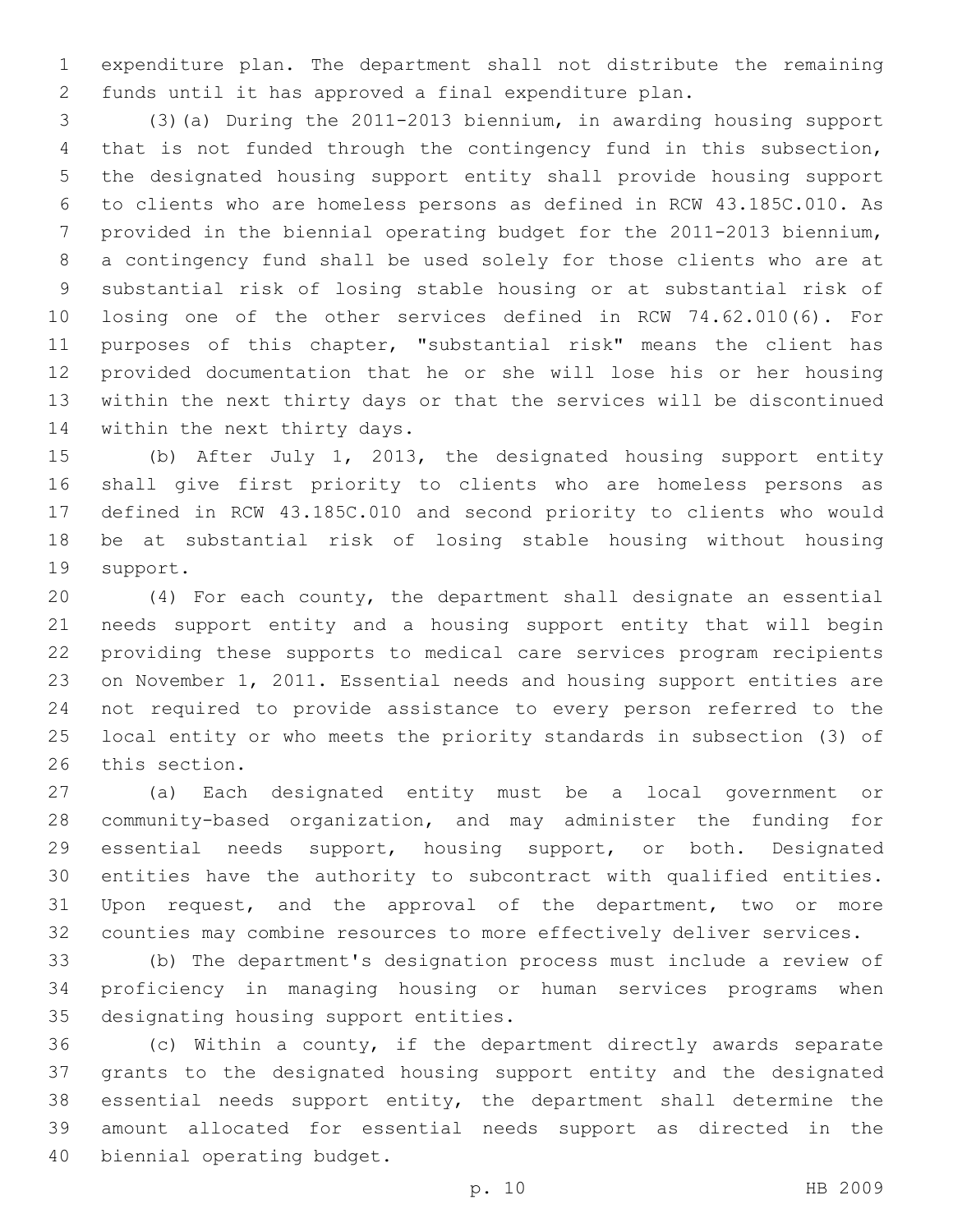expenditure plan. The department shall not distribute the remaining funds until it has approved a final expenditure plan.

(3)(a) During the 2011-2013 biennium, in awarding housing support that is not funded through the contingency fund in this subsection, the designated housing support entity shall provide housing support to clients who are homeless persons as defined in RCW 43.185C.010. As provided in the biennial operating budget for the 2011-2013 biennium, a contingency fund shall be used solely for those clients who are at substantial risk of losing stable housing or at substantial risk of losing one of the other services defined in RCW 74.62.010(6). For purposes of this chapter, "substantial risk" means the client has provided documentation that he or she will lose his or her housing within the next thirty days or that the services will be discontinued within the next thirty days.

(b) After July 1, 2013, the designated housing support entity shall give first priority to clients who are homeless persons as defined in RCW 43.185C.010 and second priority to clients who would be at substantial risk of losing stable housing without housing support.

(4) For each county, the department shall designate an essential needs support entity and a housing support entity that will begin providing these supports to medical care services program recipients on November 1, 2011. Essential needs and housing support entities are not required to provide assistance to every person referred to the local entity or who meets the priority standards in subsection (3) of this section.

(a) Each designated entity must be a local government or community-based organization, and may administer the funding for essential needs support, housing support, or both. Designated entities have the authority to subcontract with qualified entities. Upon request, and the approval of the department, two or more counties may combine resources to more effectively deliver services.

(b) The department's designation process must include a review of proficiency in managing housing or human services programs when designating housing support entities.

(c) Within a county, if the department directly awards separate grants to the designated housing support entity and the designated essential needs support entity, the department shall determine the amount allocated for essential needs support as directed in the biennial operating budget.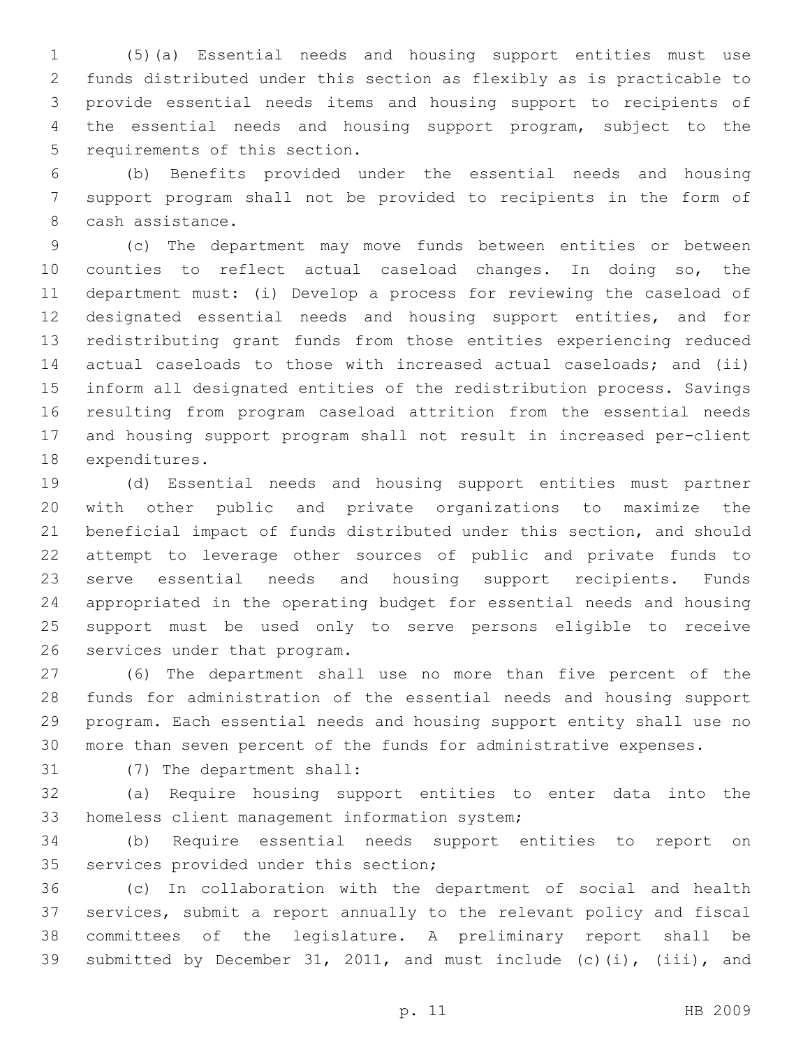(5)(a) Essential needs and housing support entities must use funds distributed under this section as flexibly as is practicable to provide essential needs items and housing support to recipients of the essential needs and housing support program, subject to the requirements of this section.

(b) Benefits provided under the essential needs and housing support program shall not be provided to recipients in the form of cash assistance.

(c) The department may move funds between entities or between counties to reflect actual caseload changes. In doing so, the department must: (i) Develop a process for reviewing the caseload of designated essential needs and housing support entities, and for redistributing grant funds from those entities experiencing reduced actual caseloads to those with increased actual caseloads; and (ii) inform all designated entities of the redistribution process. Savings resulting from program caseload attrition from the essential needs and housing support program shall not result in increased per-client expenditures.

(d) Essential needs and housing support entities must partner with other public and private organizations to maximize the beneficial impact of funds distributed under this section, and should attempt to leverage other sources of public and private funds to serve essential needs and housing support recipients. Funds appropriated in the operating budget for essential needs and housing support must be used only to serve persons eligible to receive services under that program.

(6) The department shall use no more than five percent of the funds for administration of the essential needs and housing support program. Each essential needs and housing support entity shall use no more than seven percent of the funds for administrative expenses.

(7) The department shall:

(a) Require housing support entities to enter data into the homeless client management information system;

(b) Require essential needs support entities to report on services provided under this section;

(c) In collaboration with the department of social and health services, submit a report annually to the relevant policy and fiscal committees of the legislature. A preliminary report shall be submitted by December 31, 2011, and must include (c)(i), (iii), and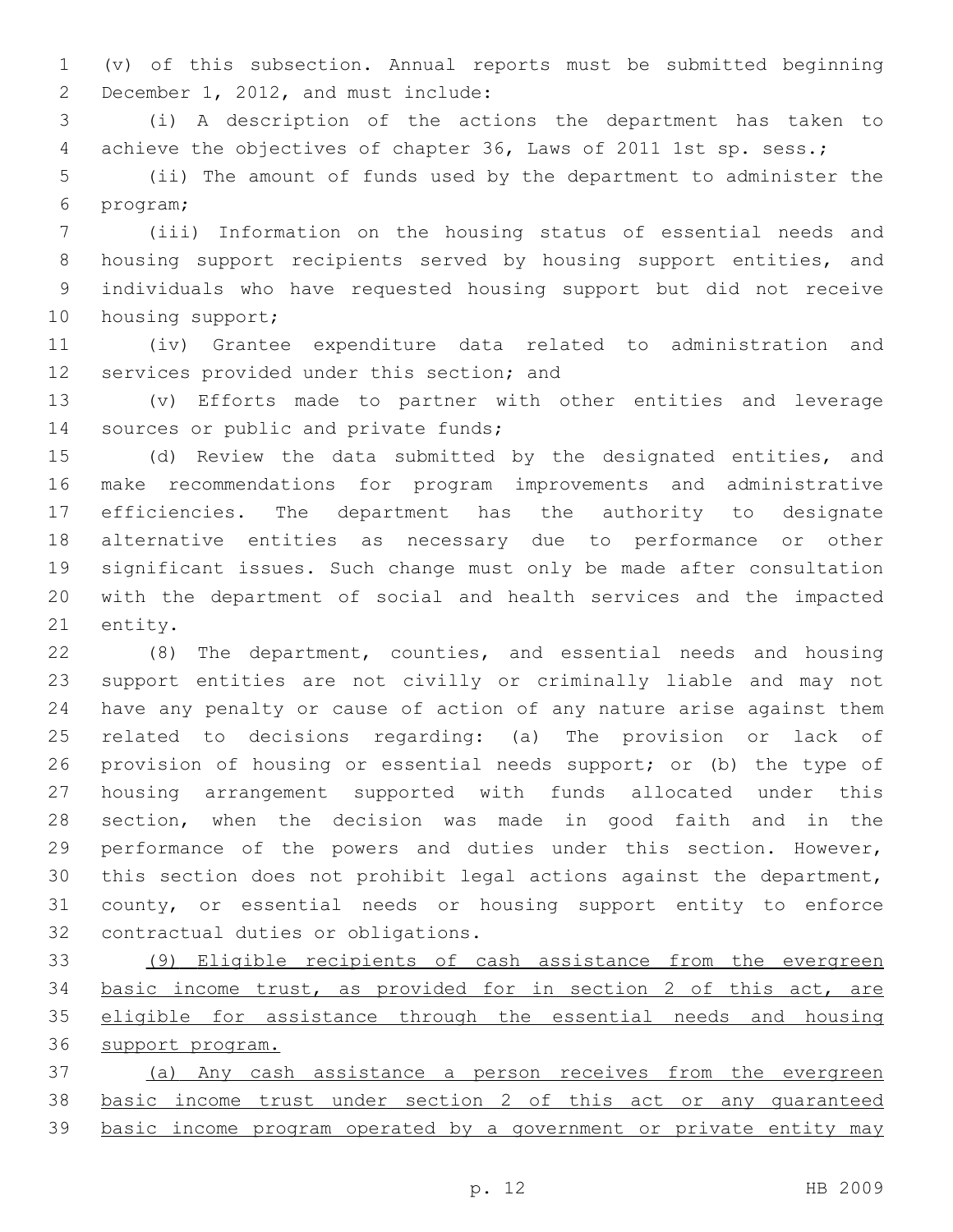(v) of this subsection. Annual reports must be submitted beginning December 1, 2012, and must include:

(i) A description of the actions the department has taken to achieve the objectives of chapter 36, Laws of 2011 1st sp. sess.;

(ii) The amount of funds used by the department to administer the program;

(iii) Information on the housing status of essential needs and housing support recipients served by housing support entities, and individuals who have requested housing support but did not receive housing support;

(iv) Grantee expenditure data related to administration and services provided under this section; and

(v) Efforts made to partner with other entities and leverage sources or public and private funds;

(d) Review the data submitted by the designated entities, and make recommendations for program improvements and administrative efficiencies. The department has the authority to designate alternative entities as necessary due to performance or other significant issues. Such change must only be made after consultation with the department of social and health services and the impacted entity.

(8) The department, counties, and essential needs and housing support entities are not civilly or criminally liable and may not have any penalty or cause of action of any nature arise against them related to decisions regarding: (a) The provision or lack of provision of housing or essential needs support; or (b) the type of housing arrangement supported with funds allocated under this section, when the decision was made in good faith and in the performance of the powers and duties under this section. However, this section does not prohibit legal actions against the department, county, or essential needs or housing support entity to enforce contractual duties or obligations.

<u>(9) Eligible recipients of cash assistance from the evergreen basic income trust, as provided for in section 2 of this act, are eligible for assistance through the essential needs and housing support program.</u>

<u>(a) Any cash assistance a person receives from the evergreen basic income trust under section 2 of this act or any guaranteed basic income program operated by a government or private entity may</u>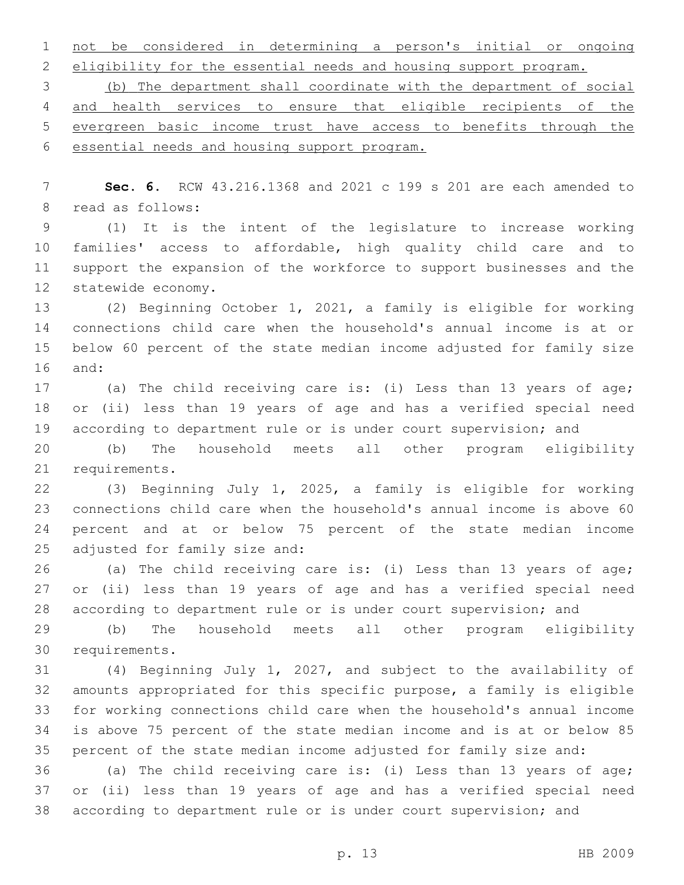not be considered in determining a person's initial or ongoing eligibility for the essential needs and housing support program.

(b) The department shall coordinate with the department of social and health services to ensure that eligible recipients of the evergreen basic income trust have access to benefits through the essential needs and housing support program.

**Sec. 6.** RCW 43.216.1368 and 2021 c 199 s 201 are each amended to read as follows:

(1) It is the intent of the legislature to increase working families' access to affordable, high quality child care and to support the expansion of the workforce to support businesses and the statewide economy.

(2) Beginning October 1, 2021, a family is eligible for working connections child care when the household's annual income is at or below 60 percent of the state median income adjusted for family size and:

(a) The child receiving care is: (i) Less than 13 years of age; or (ii) less than 19 years of age and has a verified special need according to department rule or is under court supervision; and

(b) The household meets all other program eligibility requirements.

(3) Beginning July 1, 2025, a family is eligible for working connections child care when the household's annual income is above 60 percent and at or below 75 percent of the state median income adjusted for family size and:

(a) The child receiving care is: (i) Less than 13 years of age; or (ii) less than 19 years of age and has a verified special need according to department rule or is under court supervision; and

(b) The household meets all other program eligibility requirements.

(4) Beginning July 1, 2027, and subject to the availability of amounts appropriated for this specific purpose, a family is eligible for working connections child care when the household's annual income is above 75 percent of the state median income and is at or below 85 percent of the state median income adjusted for family size and:

(a) The child receiving care is: (i) Less than 13 years of age; or (ii) less than 19 years of age and has a verified special need according to department rule or is under court supervision; and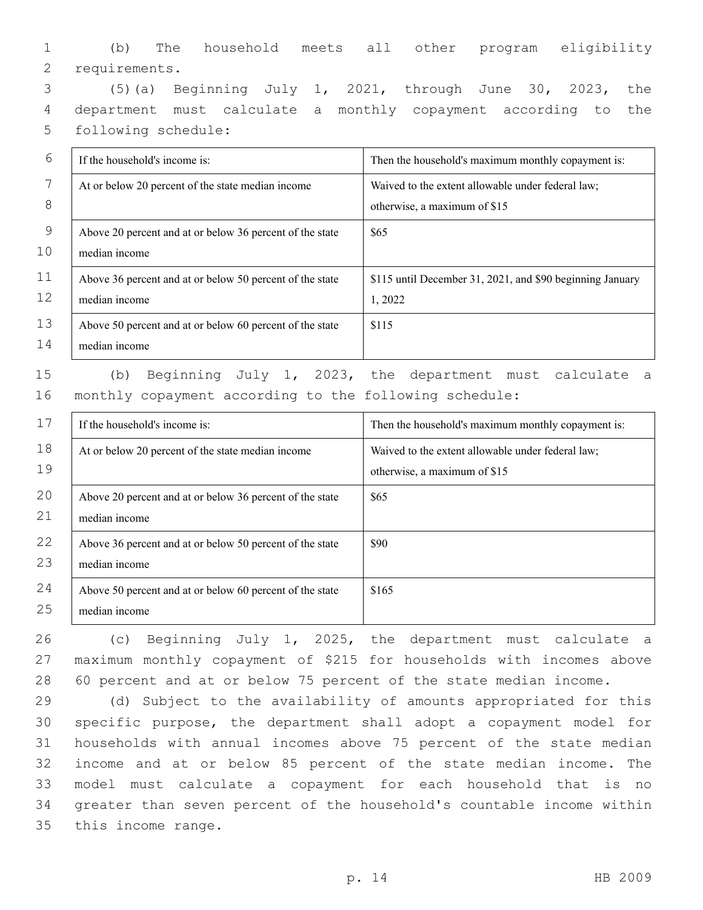(b) The household meets all other program eligibility requirements.

(5)(a) Beginning July 1, 2021, through June 30, 2023, the department must calculate a monthly copayment according to the following schedule:

| If the household's income is: | Then the household's maximum monthly copayment is: |
| --- | --- |
| At or below 20 percent of the state median income | Waived to the extent allowable under federal law; otherwise, a maximum of $15 |
| Above 20 percent and at or below 36 percent of the state median income | $65 |
| Above 36 percent and at or below 50 percent of the state median income | $115 until December 31, 2021, and $90 beginning January 1, 2022 |
| Above 50 percent and at or below 60 percent of the state median income | $115 |

(b) Beginning July 1, 2023, the department must calculate a monthly copayment according to the following schedule:

| If the household's income is: | Then the household's maximum monthly copayment is: |
| --- | --- |
| At or below 20 percent of the state median income | Waived to the extent allowable under federal law; otherwise, a maximum of $15 |
| Above 20 percent and at or below 36 percent of the state median income | $65 |
| Above 36 percent and at or below 50 percent of the state median income | $90 |
| Above 50 percent and at or below 60 percent of the state median income | $165 |

(c) Beginning July 1, 2025, the department must calculate a maximum monthly copayment of $215 for households with incomes above 60 percent and at or below 75 percent of the state median income.

(d) Subject to the availability of amounts appropriated for this specific purpose, the department shall adopt a copayment model for households with annual incomes above 75 percent of the state median income and at or below 85 percent of the state median income. The model must calculate a copayment for each household that is no greater than seven percent of the household's countable income within this income range.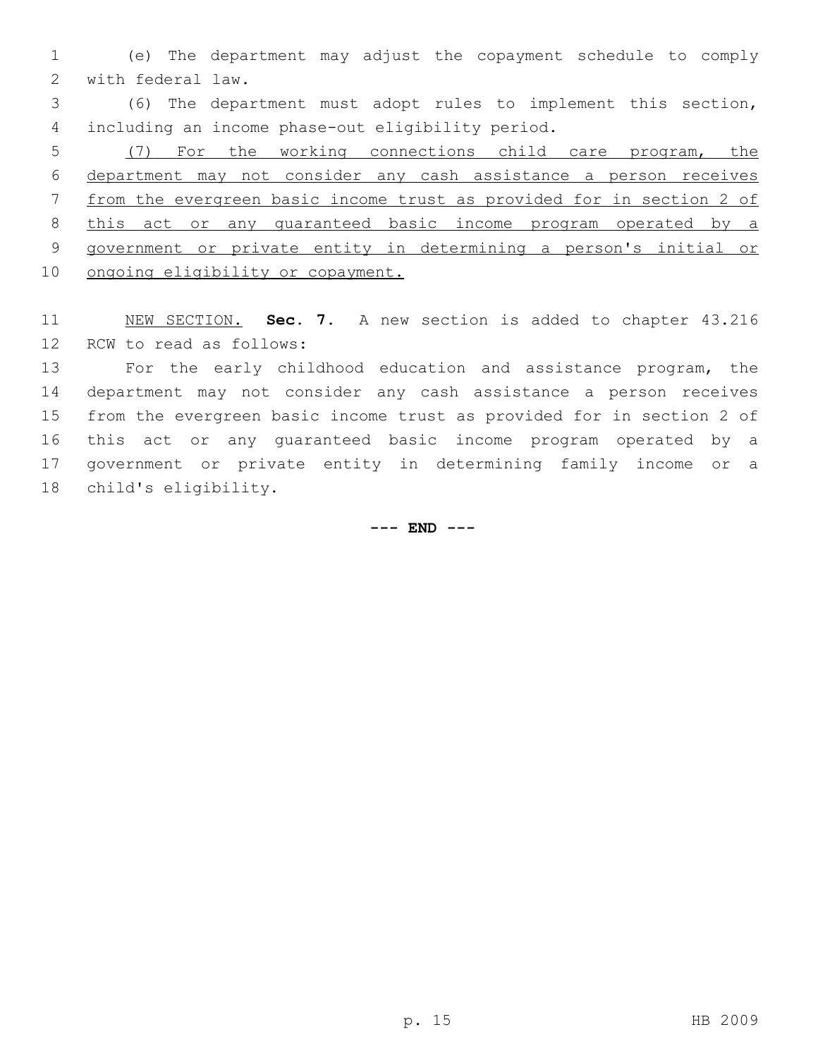(e) The department may adjust the copayment schedule to comply with federal law.

(6) The department must adopt rules to implement this section, including an income phase-out eligibility period.

<u>(7) For the working connections child care program, the department may not consider any cash assistance a person receives from the evergreen basic income trust as provided for in section 2 of this act or any guaranteed basic income program operated by a government or private entity in determining a person's initial or ongoing eligibility or copayment.</u>

<u>NEW SECTION.</u> **Sec. 7.** A new section is added to chapter 43.216 RCW to read as follows:

For the early childhood education and assistance program, the department may not consider any cash assistance a person receives from the evergreen basic income trust as provided for in section 2 of this act or any guaranteed basic income program operated by a government or private entity in determining family income or a child's eligibility.

**--- END ---**